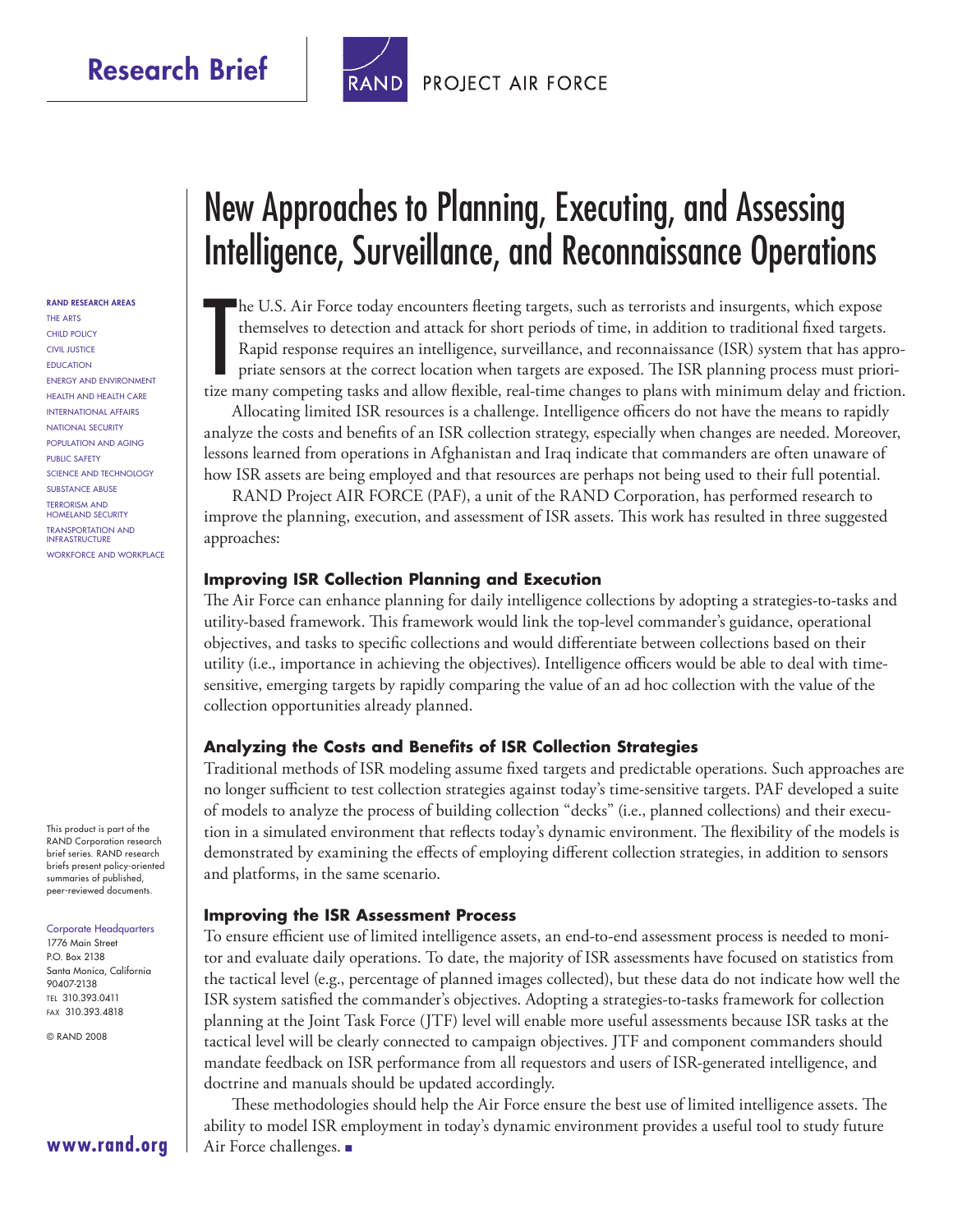Research Brief

RAND PROJECT AIR FORCE

# New Approaches to Planning, Executing, and Assessing Intelligence, Surveillance, and Reconnaissance Operations

The U.S. Air Force today encounters fleeting targets, such as terrorists and insurgents, which expose themselves to detection and attack for short periods of time, in addition to traditional fixed targets. Rapid response requires an intelligence, surveillance, and reconnaissance (ISR) system that has appropriate sensors at the correct location when targets are exposed. The ISR planning process must prioritize many competing tasks and allow flexible, real-time changes to plans with minimum delay and friction.

Allocating limited ISR resources is a challenge. Intelligence officers do not have the means to rapidly analyze the costs and benefits of an ISR collection strategy, especially when changes are needed. Moreover, lessons learned from operations in Afghanistan and Iraq indicate that commanders are often unaware of how ISR assets are being employed and that resources are perhaps not being used to their full potential.

RAND Project AIR FORCE (PAF), a unit of the RAND Corporation, has performed research to improve the planning, execution, and assessment of ISR assets. This work has resulted in three suggested approaches:

### Improving ISR Collection Planning and Execution

The Air Force can enhance planning for daily intelligence collections by adopting a strategies-to-tasks and utility-based framework. This framework would link the top-level commander's guidance, operational objectives, and tasks to specific collections and would differentiate between collections based on their utility (i.e., importance in achieving the objectives). Intelligence officers would be able to deal with time-sensitive, emerging targets by rapidly comparing the value of an ad hoc collection with the value of the collection opportunities already planned.

### Analyzing the Costs and Benefits of ISR Collection Strategies

Traditional methods of ISR modeling assume fixed targets and predictable operations. Such approaches are no longer sufficient to test collection strategies against today's time-sensitive targets. PAF developed a suite of models to analyze the process of building collection "decks" (i.e., planned collections) and their execution in a simulated environment that reflects today's dynamic environment. The flexibility of the models is demonstrated by examining the effects of employing different collection strategies, in addition to sensors and platforms, in the same scenario.

### Improving the ISR Assessment Process

To ensure efficient use of limited intelligence assets, an end-to-end assessment process is needed to monitor and evaluate daily operations. To date, the majority of ISR assessments have focused on statistics from the tactical level (e.g., percentage of planned images collected), but these data do not indicate how well the ISR system satisfied the commander's objectives. Adopting a strategies-to-tasks framework for collection planning at the Joint Task Force (JTF) level will enable more useful assessments because ISR tasks at the tactical level will be clearly connected to campaign objectives. JTF and component commanders should mandate feedback on ISR performance from all requestors and users of ISR-generated intelligence, and doctrine and manuals should be updated accordingly.

These methodologies should help the Air Force ensure the best use of limited intelligence assets. The ability to model ISR employment in today's dynamic environment provides a useful tool to study future Air Force challenges. ■

**RAND RESEARCH AREAS**
THE ARTS
CHILD POLICY
CIVIL JUSTICE
EDUCATION
ENERGY AND ENVIRONMENT
HEALTH AND HEALTH CARE
INTERNATIONAL AFFAIRS
NATIONAL SECURITY
POPULATION AND AGING
PUBLIC SAFETY
SCIENCE AND TECHNOLOGY
SUBSTANCE ABUSE
TERRORISM AND HOMELAND SECURITY
TRANSPORTATION AND INFRASTRUCTURE
WORKFORCE AND WORKPLACE

This product is part of the RAND Corporation research brief series. RAND research briefs present policy-oriented summaries of published, peer-reviewed documents.

Corporate Headquarters
1776 Main Street
P.O. Box 2138
Santa Monica, California 90407-2138
TEL 310.393.0411
FAX 310.393.4818

© RAND 2008

**www.rand.org**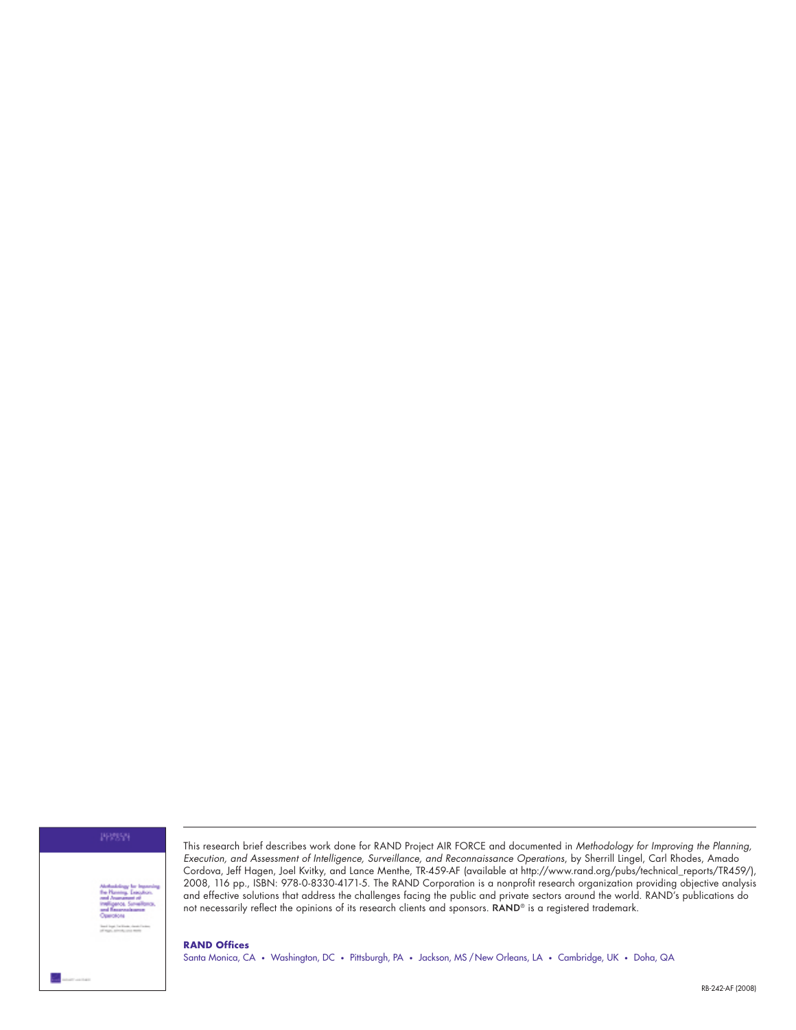This research brief describes work done for RAND Project AIR FORCE and documented in *Methodology for Improving the Planning, Execution, and Assessment of Intelligence, Surveillance, and Reconnaissance Operations*, by Sherrill Lingel, Carl Rhodes, Amado Cordova, Jeff Hagen, Joel Kvitky, and Lance Menthe, TR-459-AF (available at http://www.rand.org/pubs/technical_reports/TR459/), 2008, 116 pp., ISBN: 978-0-8330-4171-5. The RAND Corporation is a nonprofit research organization providing objective analysis and effective solutions that address the challenges facing the public and private sectors around the world. RAND's publications do not necessarily reflect the opinions of its research clients and sponsors. **RAND**® is a registered trademark.

**RAND Offices**

Santa Monica, CA • Washington, DC • Pittsburgh, PA • Jackson, MS / New Orleans, LA • Cambridge, UK • Doha, QA

RB-242-AF (2008)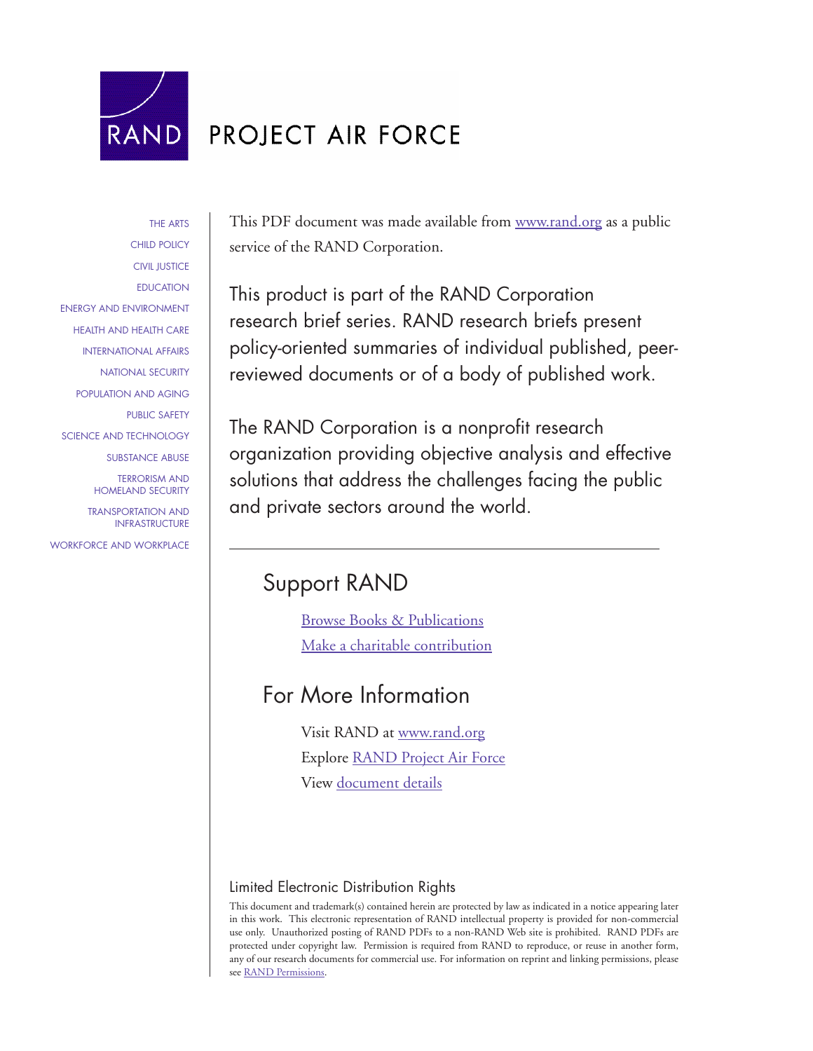RAND

PROJECT AIR FORCE

THE ARTS
CHILD POLICY
CIVIL JUSTICE
EDUCATION
ENERGY AND ENVIRONMENT
HEALTH AND HEALTH CARE
INTERNATIONAL AFFAIRS
NATIONAL SECURITY
POPULATION AND AGING
PUBLIC SAFETY
SCIENCE AND TECHNOLOGY
SUBSTANCE ABUSE
TERRORISM AND HOMELAND SECURITY
TRANSPORTATION AND INFRASTRUCTURE
WORKFORCE AND WORKPLACE

This PDF document was made available from www.rand.org as a public service of the RAND Corporation.

This product is part of the RAND Corporation research brief series. RAND research briefs present policy-oriented summaries of individual published, peer-reviewed documents or of a body of published work.

The RAND Corporation is a nonprofit research organization providing objective analysis and effective solutions that address the challenges facing the public and private sectors around the world.

## Support RAND

Browse Books & Publications

Make a charitable contribution

## For More Information

Visit RAND at www.rand.org

Explore RAND Project Air Force

View document details

### Limited Electronic Distribution Rights

This document and trademark(s) contained herein are protected by law as indicated in a notice appearing later in this work. This electronic representation of RAND intellectual property is provided for non-commercial use only. Unauthorized posting of RAND PDFs to a non-RAND Web site is prohibited. RAND PDFs are protected under copyright law. Permission is required from RAND to reproduce, or reuse in another form, any of our research documents for commercial use. For information on reprint and linking permissions, please see RAND Permissions.